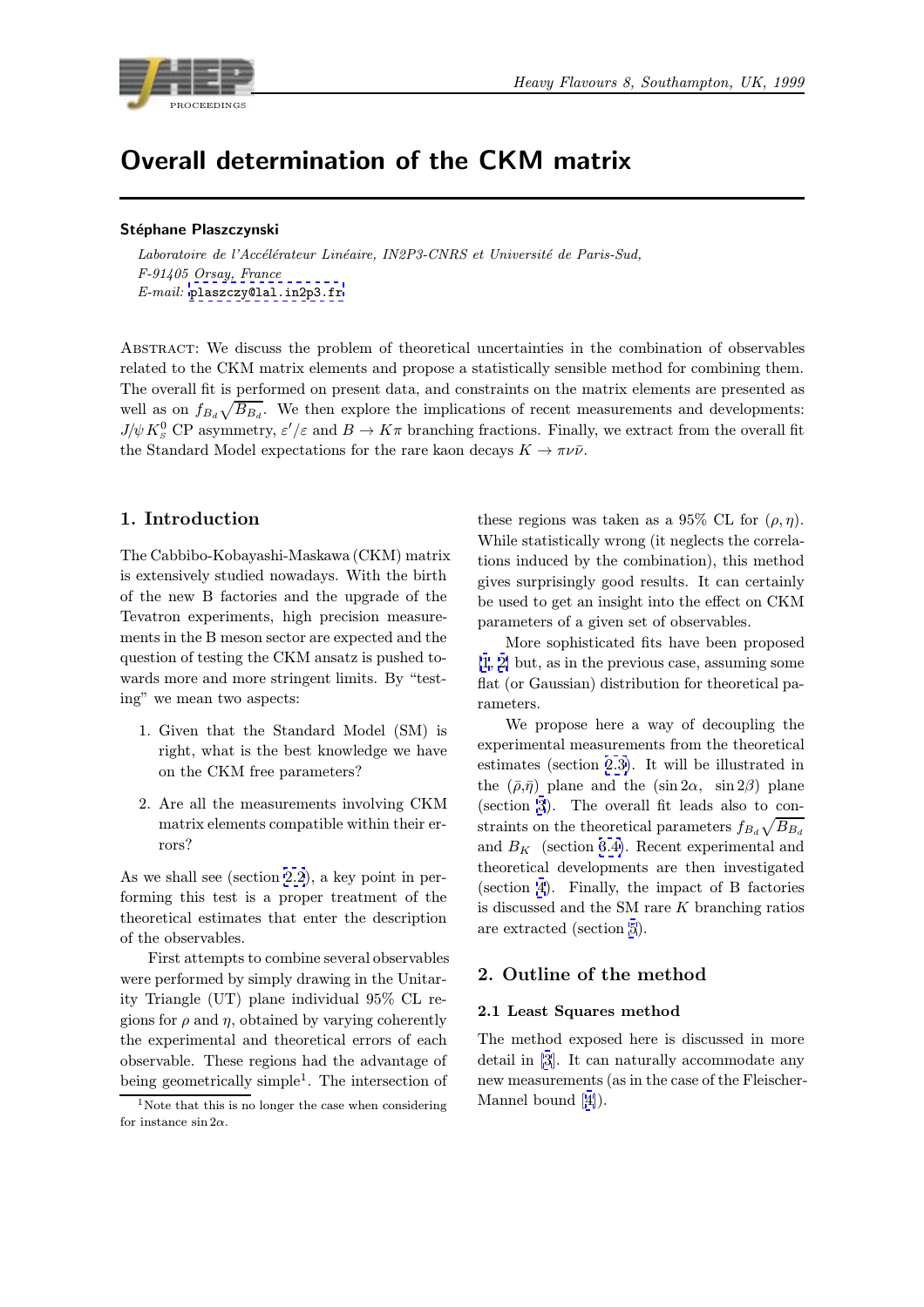# Overall determination of the CKM matrix

**Stéphane Plaszczynski**

*Laboratoire de l'Accélérateur Linéaire, IN2P3-CNRS et Université de Paris-Sud, F-91405 Orsay, France*
*E-mail:* plaszczy@lal.in2p3.fr

Abstract: We discuss the problem of theoretical uncertainties in the combination of observables related to the CKM matrix elements and propose a statistically sensible method for combining them. The overall fit is performed on present data, and constraints on the matrix elements are presented as well as on $f_{B_d}\sqrt{B_{B_d}}$. We then explore the implications of recent measurements and developments: $J/\psi K_S^0$ CP asymmetry, $\varepsilon'/\varepsilon$ and $B \to K\pi$ branching fractions. Finally, we extract from the overall fit the Standard Model expectations for the rare kaon decays $K \to \pi\nu\bar{\nu}$.

## 1. Introduction

The Cabbibo-Kobayashi-Maskawa (CKM) matrix is extensively studied nowadays. With the birth of the new B factories and the upgrade of the Tevatron experiments, high precision measurements in the B meson sector are expected and the question of testing the CKM ansatz is pushed towards more and more stringent limits. By "testing" we mean two aspects:

1. Given that the Standard Model (SM) is right, what is the best knowledge we have on the CKM free parameters?
2. Are all the measurements involving CKM matrix elements compatible within their errors?

As we shall see (section 2.2), a key point in performing this test is a proper treatment of the theoretical estimates that enter the description of the observables.

First attempts to combine several observables were performed by simply drawing in the Unitarity Triangle (UT) plane individual 95% CL regions for $\rho$ and $\eta$, obtained by varying coherently the experimental and theoretical errors of each observable. These regions had the advantage of being geometrically simple[1]. The intersection of these regions was taken as a 95% CL for $(\rho, \eta)$. While statistically wrong (it neglects the correlations induced by the combination), this method gives surprisingly good results. It can certainly be used to get an insight into the effect on CKM parameters of a given set of observables.

More sophisticated fits have been proposed [1, 2] but, as in the previous case, assuming some flat (or Gaussian) distribution for theoretical parameters.

We propose here a way of decoupling the experimental measurements from the theoretical estimates (section 2.3). It will be illustrated in the $(\bar{\rho}, \bar{\eta})$ plane and the $(\sin 2\alpha, \ \sin 2\beta)$ plane (section 3). The overall fit leads also to constraints on the theoretical parameters $f_{B_d}\sqrt{B_{B_d}}$ and $B_K$ (section 3.4). Recent experimental and theoretical developments are then investigated (section 4). Finally, the impact of B factories is discussed and the SM rare $K$ branching ratios are extracted (section 5).

[1] Note that this is no longer the case when considering for instance $\sin 2\alpha$.

## 2. Outline of the method

### 2.1 Least Squares method

The method exposed here is discussed in more detail in [3]. It can naturally accommodate any new measurements (as in the case of the Fleischer-Mannel bound [4]).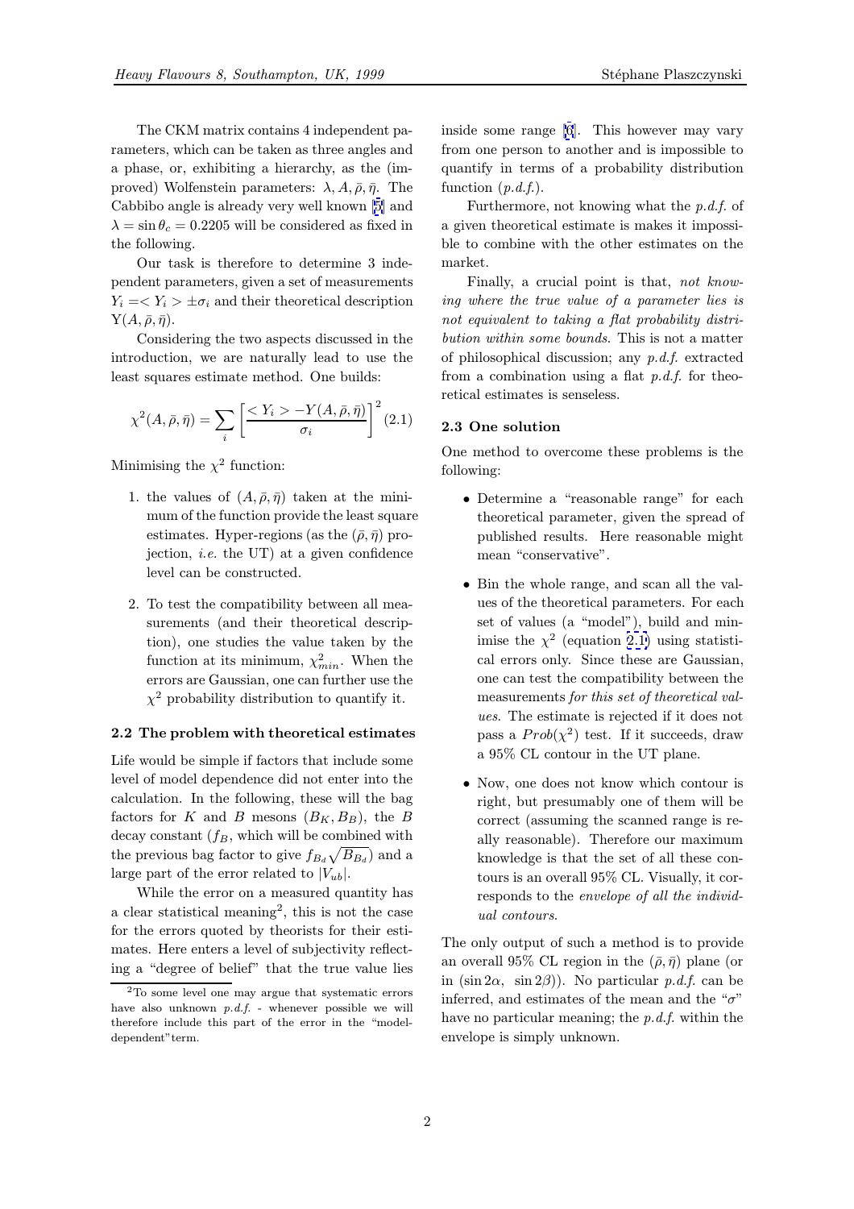The CKM matrix contains 4 independent parameters, which can be taken as three angles and a phase, or, exhibiting a hierarchy, as the (improved) Wolfenstein parameters: $\lambda, A, \bar{\rho}, \bar{\eta}$. The Cabbibo angle is already very well known [5] and $\lambda = \sin\theta_c = 0.2205$ will be considered as fixed in the following.

Our task is therefore to determine 3 independent parameters, given a set of measurements $Y_i =< Y_i > \pm\sigma_i$ and their theoretical description $\mathrm{Y}(A, \bar{\rho}, \bar{\eta})$.

Considering the two aspects discussed in the introduction, we are naturally lead to use the least squares estimate method. One builds:

$$\chi^2(A, \bar{\rho}, \bar{\eta}) = \sum_i \left[ \frac{< Y_i > - Y(A, \bar{\rho}, \bar{\eta})}{\sigma_i} \right]^2 \quad (2.1)$$

Minimising the $\chi^2$ function:

1. the values of $(A, \bar{\rho}, \bar{\eta})$ taken at the minimum of the function provide the least square estimates. Hyper-regions (as the $(\bar{\rho}, \bar{\eta})$ projection, *i.e.* the UT) at a given confidence level can be constructed.

2. To test the compatibility between all measurements (and their theoretical description), one studies the value taken by the function at its minimum, $\chi^2_{min}$. When the errors are Gaussian, one can further use the $\chi^2$ probability distribution to quantify it.

### 2.2 The problem with theoretical estimates

Life would be simple if factors that include some level of model dependence did not enter into the calculation. In the following, these will the bag factors for $K$ and $B$ mesons $(B_K, B_B)$, the $B$ decay constant ($f_B$, which will be combined with the previous bag factor to give $f_{B_d}\sqrt{B_{B_d}}$) and a large part of the error related to $|V_{ub}|$.

While the error on a measured quantity has a clear statistical meaning[2], this is not the case for the errors quoted by theorists for their estimates. Here enters a level of subjectivity reflecting a "degree of belief" that the true value lies inside some range [6]. This however may vary from one person to another and is impossible to quantify in terms of a probability distribution function (*p.d.f.*).

Furthermore, not knowing what the *p.d.f.* of a given theoretical estimate is makes it impossible to combine with the other estimates on the market.

Finally, a crucial point is that, *not knowing where the true value of a parameter lies is not equivalent to taking a flat probability distribution within some bounds.* This is not a matter of philosophical discussion; any *p.d.f.* extracted from a combination using a flat *p.d.f.* for theoretical estimates is senseless.

### 2.3 One solution

One method to overcome these problems is the following:

- Determine a "reasonable range" for each theoretical parameter, given the spread of published results. Here reasonable might mean "conservative".

- Bin the whole range, and scan all the values of the theoretical parameters. For each set of values (a "model"), build and minimise the $\chi^2$ (equation 2.1) using statistical errors only. Since these are Gaussian, one can test the compatibility between the measurements *for this set of theoretical values*. The estimate is rejected if it does not pass a $Prob(\chi^2)$ test. If it succeeds, draw a 95% CL contour in the UT plane.

- Now, one does not know which contour is right, but presumably one of them will be correct (assuming the scanned range is really reasonable). Therefore our maximum knowledge is that the set of all these contours is an overall 95% CL. Visually, it corresponds to the *envelope of all the individual contours.*

The only output of such a method is to provide an overall 95% CL region in the $(\bar{\rho}, \bar{\eta})$ plane (or in $(\sin 2\alpha, \ \sin 2\beta)$). No particular *p.d.f.* can be inferred, and estimates of the mean and the "$\sigma$" have no particular meaning; the *p.d.f.* within the envelope is simply unknown.

[2] To some level one may argue that systematic errors have also unknown *p.d.f.* - whenever possible we will therefore include this part of the error in the "model-dependent" term.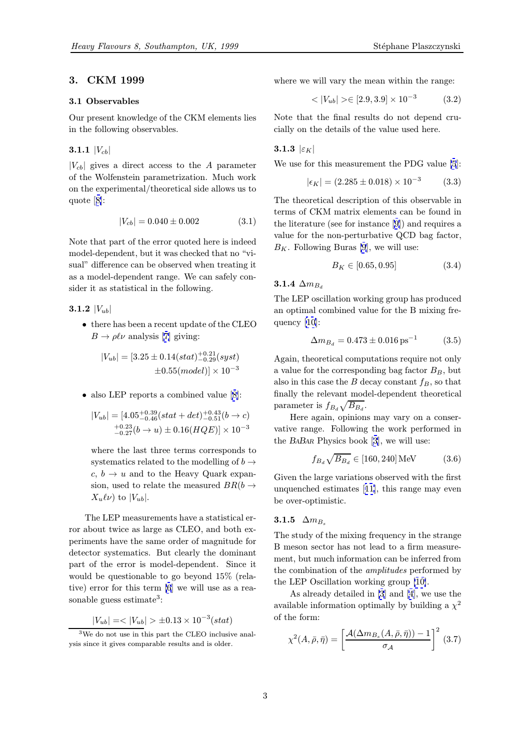## 3. CKM 1999

### 3.1 Observables

Our present knowledge of the CKM elements lies in the following observables.

#### 3.1.1 $|V_{cb}|$

$|V_{cb}|$ gives a direct access to the $A$ parameter of the Wolfenstein parametrization. Much work on the experimental/theoretical side allows us to quote [8]:

$$|V_{cb}| = 0.040 \pm 0.002 \tag{3.1}$$

Note that part of the error quoted here is indeed model-dependent, but it was checked that no "visual" difference can be observed when treating it as a model-dependent range. We can safely consider it as statistical in the following.

#### 3.1.2 $|V_{ub}|$

- there has been a recent update of the CLEO $B \to \rho \ell \nu$ analysis [7] giving:

$$|V_{ub}| = [3.25 \pm 0.14(stat)^{+0.21}_{-0.29}(syst) \pm 0.55(model)] \times 10^{-3}$$

- also LEP reports a combined value [8]:

$$|V_{ub}| = [4.05^{+0.39}_{-0.46}(stat + det)^{+0.43}_{-0.51}(b \to c) {}^{+0.23}_{-0.27}(b \to u) \pm 0.16(HQE)] \times 10^{-3}$$

  where the last three terms corresponds to systematics related to the modelling of $b \to c$, $b \to u$ and to the Heavy Quark expansion, used to relate the measured $BR(b \to X_u \ell \nu)$ to $|V_{ub}|$.

The LEP measurements have a statistical error about twice as large as CLEO, and both experiments have the same order of magnitude for detector systematics. But clearly the dominant part of the error is model-dependent. Since it would be questionable to go beyond 15% (relative) error for this term [6] we will use as a reasonable guess estimate[3]:

$$|V_{ub}| = <|V_{ub}|> \pm 0.13 \times 10^{-3}(stat)$$

where we will vary the mean within the range:

$$<|V_{ub}|> \in [2.9, 3.9] \times 10^{-3} \tag{3.2}$$

Note that the final results do not depend crucially on the details of the value used here.

#### 3.1.3 $|\varepsilon_K|$

We use for this measurement the PDG value [5]:

$$|\epsilon_K| = (2.285 \pm 0.018) \times 10^{-3} \tag{3.3}$$

The theoretical description of this observable in terms of CKM matrix elements can be found in the literature (see for instance [9]) and requires a value for the non-perturbative QCD bag factor, $B_K$. Following Buras [9], we will use:

$$B_K \in [0.65, 0.95] \tag{3.4}$$

#### 3.1.4 $\Delta m_{B_d}$

The LEP oscillation working group has produced an optimal combined value for the B mixing frequency [10]:

$$\Delta m_{B_d} = 0.473 \pm 0.016\,\mathrm{ps}^{-1} \tag{3.5}$$

Again, theoretical computations require not only a value for the corresponding bag factor $B_B$, but also in this case the $B$ decay constant $f_B$, so that finally the relevant model-dependent theoretical parameter is $f_{B_d}\sqrt{B_{B_d}}$.

Here again, opinions may vary on a conservative range. Following the work performed in the *BaBar* Physics book [3], we will use:

$$f_{B_d}\sqrt{B_{B_d}} \in [160, 240]\,\mathrm{MeV} \tag{3.6}$$

Given the large variations observed with the first unquenched estimates [11], this range may even be over-optimistic.

#### 3.1.5 $\Delta m_{B_s}$

The study of the mixing frequency in the strange B meson sector has not lead to a firm measurement, but much information can be inferred from the combination of the *amplitudes* performed by the LEP Oscillation working group [10].

As already detailed in [3] and [4], we use the available information optimally by building a $\chi^2$ of the form:

$$\chi^2(A, \bar{\rho}, \bar{\eta}) = \left[\frac{\mathcal{A}(\Delta m_{B_s}(A, \bar{\rho}, \bar{\eta})) - 1}{\sigma_{\mathcal{A}}}\right]^2 \tag{3.7}$$

[3] We do not use in this part the CLEO inclusive analysis since it gives comparable results and is older.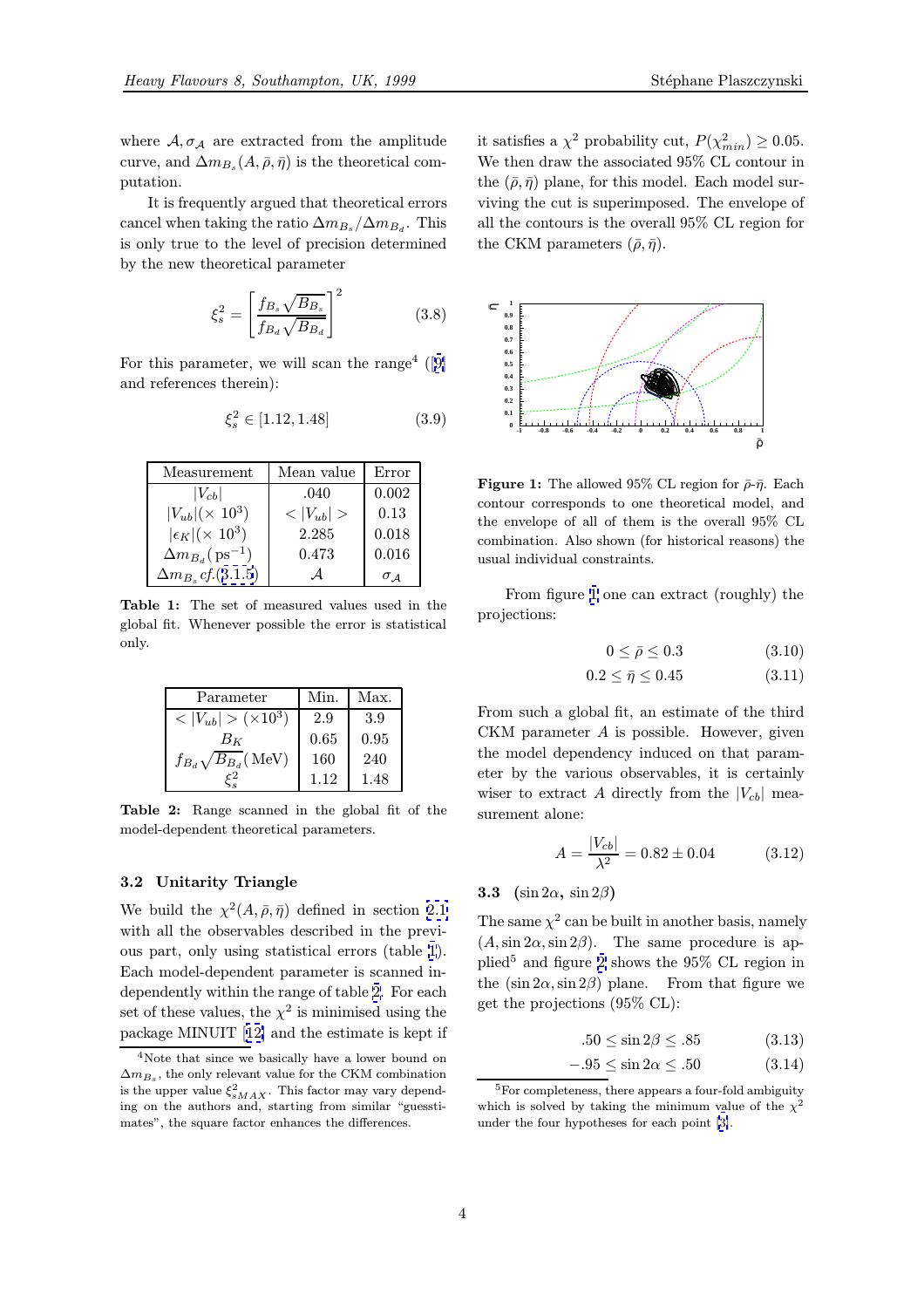where $\mathcal{A}, \sigma_{\mathcal{A}}$ are extracted from the amplitude curve, and $\Delta m_{B_s}(A, \bar{\rho}, \bar{\eta})$ is the theoretical computation.

It is frequently argued that theoretical errors cancel when taking the ratio $\Delta m_{B_s}/\Delta m_{B_d}$. This is only true to the level of precision determined by the new theoretical parameter

$$\xi_s^2 = \left[\frac{f_{B_s}\sqrt{B_{B_s}}}{f_{B_d}\sqrt{B_{B_d}}}\right]^2 \tag{3.8}$$

For this parameter, we will scan the range[4] ([9] and references therein):

$$\xi_s^2 \in [1.12, 1.48] \tag{3.9}$$

| Measurement | Mean value | Error |
|---|---|---|
| $\lvert V_{cb}\rvert$ | .040 | 0.002 |
| $\lvert V_{ub}\rvert(\times 10^3)$ | $<\lvert V_{ub}\rvert>$ | 0.13 |
| $\lvert\epsilon_K\rvert(\times 10^3)$ | 2.285 | 0.018 |
| $\Delta m_{B_d}(\,\mathrm{ps}^{-1})$ | 0.473 | 0.016 |
| $\Delta m_{B_s}$ *cf.*(3.1.5) | $\mathcal{A}$ | $\sigma_{\mathcal{A}}$ |

**Table 1:** The set of measured values used in the global fit. Whenever possible the error is statistical only.

| Parameter | Min. | Max. |
|---|---|---|
| $<\lvert V_{ub}\rvert>(\times 10^3)$ | 2.9 | 3.9 |
| $B_K$ | 0.65 | 0.95 |
| $f_{B_d}\sqrt{B_{B_d}}(\,\mathrm{MeV})$ | 160 | 240 |
| $\xi_s^2$ | 1.12 | 1.48 |

**Table 2:** Range scanned in the global fit of the model-dependent theoretical parameters.

### 3.2 Unitarity Triangle

We build the $\chi^2(A, \bar{\rho}, \bar{\eta})$ defined in section 2.1 with all the observables described in the previous part, only using statistical errors (table 1). Each model-dependent parameter is scanned independently within the range of table 2. For each set of these values, the $\chi^2$ is minimised using the package MINUIT [12] and the estimate is kept if it satisfies a $\chi^2$ probability cut, $P(\chi^2_{min}) \geq 0.05$. We then draw the associated 95% CL contour in the $(\bar{\rho}, \bar{\eta})$ plane, for this model. Each model surviving the cut is superimposed. The envelope of all the contours is the overall 95% CL region for the CKM parameters $(\bar{\rho}, \bar{\eta})$.

**Figure 1:** The allowed 95% CL region for $\bar{\rho}$-$\bar{\eta}$. Each contour corresponds to one theoretical model, and the envelope of all of them is the overall 95% CL combination. Also shown (for historical reasons) the usual individual constraints.

From figure 1 one can extract (roughly) the projections:

$$0 \leq \bar{\rho} \leq 0.3 \tag{3.10}$$

$$0.2 \leq \bar{\eta} \leq 0.45 \tag{3.11}$$

From such a global fit, an estimate of the third CKM parameter $A$ is possible. However, given the model dependency induced on that parameter by the various observables, it is certainly wiser to extract $A$ directly from the $|V_{cb}|$ measurement alone:

$$A = \frac{|V_{cb}|}{\lambda^2} = 0.82 \pm 0.04 \tag{3.12}$$

### 3.3 $(\sin 2\alpha, \sin 2\beta)$

The same $\chi^2$ can be built in another basis, namely $(A, \sin 2\alpha, \sin 2\beta)$. The same procedure is applied[5] and figure 2 shows the 95% CL region in the $(\sin 2\alpha, \sin 2\beta)$ plane. From that figure we get the projections (95% CL):

$$.50 \leq \sin 2\beta \leq .85 \tag{3.13}$$

$$-.95 \leq \sin 2\alpha \leq .50 \tag{3.14}$$

[4] Note that since we basically have a lower bound on $\Delta m_{B_s}$, the only relevant value for the CKM combination is the upper value $\xi^2_{sMAX}$. This factor may vary depending on the authors and, starting from similar "guesstimates", the square factor enhances the differences.

[5] For completeness, there appears a four-fold ambiguity which is solved by taking the minimum value of the $\chi^2$ under the four hypotheses for each point [3].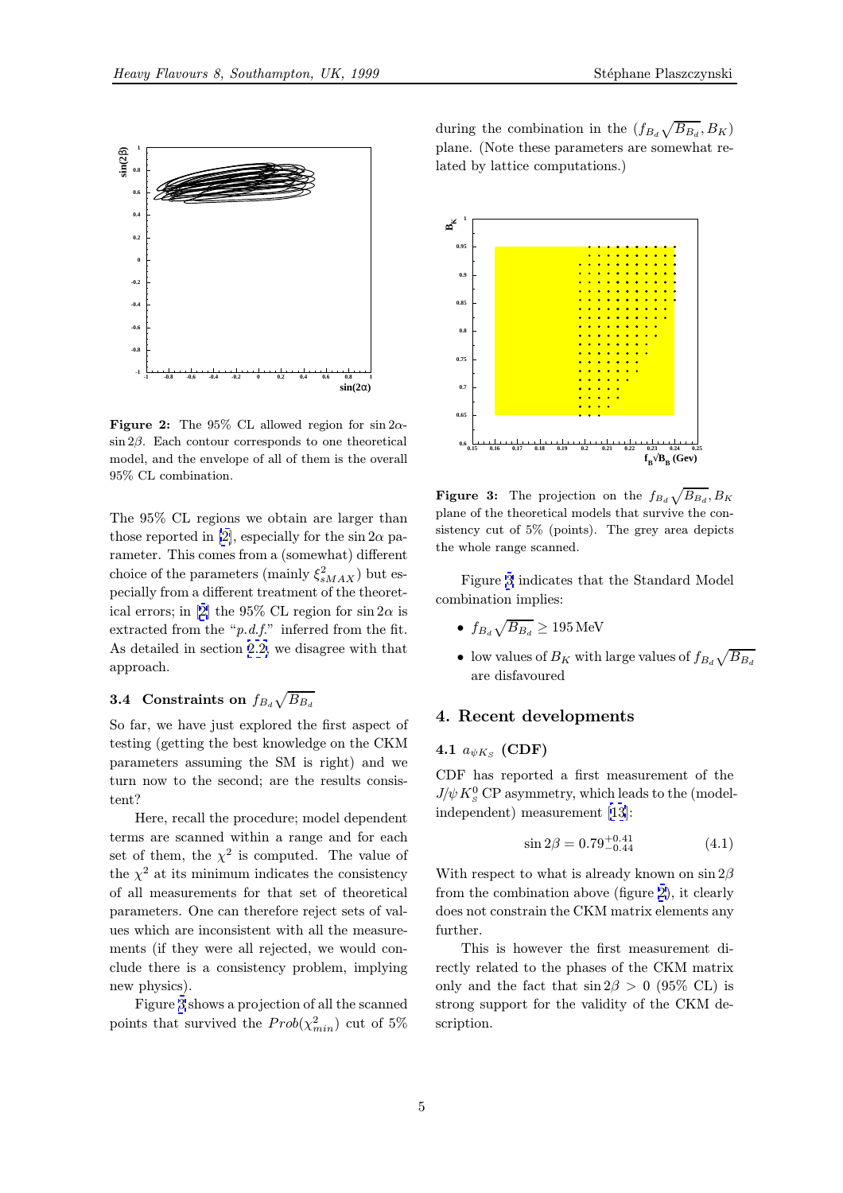**Figure 2:** The 95% CL allowed region for $\sin 2\alpha$-$\sin 2\beta$. Each contour corresponds to one theoretical model, and the envelope of all of them is the overall 95% CL combination.

The 95% CL regions we obtain are larger than those reported in [2], especially for the $\sin 2\alpha$ parameter. This comes from a (somewhat) different choice of the parameters (mainly $\xi^2_{sMAX}$) but especially from a different treatment of the theoretical errors; in [2] the 95% CL region for $\sin 2\alpha$ is extracted from the "*p.d.f.*" inferred from the fit. As detailed in section 2.2, we disagree with that approach.

### 3.4 Constraints on $f_{B_d}\sqrt{B_{B_d}}$

So far, we have just explored the first aspect of testing (getting the best knowledge on the CKM parameters assuming the SM is right) and we turn now to the second; are the results consistent?

Here, recall the procedure; model dependent terms are scanned within a range and for each set of them, the $\chi^2$ is computed. The value of the $\chi^2$ at its minimum indicates the consistency of all measurements for that set of theoretical parameters. One can therefore reject sets of values which are inconsistent with all the measurements (if they were all rejected, we would conclude there is a consistency problem, implying new physics).

Figure 3 shows a projection of all the scanned points that survived the $Prob(\chi^2_{min})$ cut of 5% during the combination in the $(f_{B_d}\sqrt{B_{B_d}}, B_K)$ plane. (Note these parameters are somewhat related by lattice computations.)

**Figure 3:** The projection on the $f_{B_d}\sqrt{B_{B_d}}, B_K$ plane of the theoretical models that survive the consistency cut of 5% (points). The grey area depicts the whole range scanned.

Figure 3 indicates that the Standard Model combination implies:

- $f_{B_d}\sqrt{B_{B_d}} \geq 195\,\mathrm{MeV}$
- low values of $B_K$ with large values of $f_{B_d}\sqrt{B_{B_d}}$ are disfavoured

## 4. Recent developments

### 4.1 $a_{\psi K_S}$ (CDF)

CDF has reported a first measurement of the $J/\psi K^0_S$ CP asymmetry, which leads to the (model-independent) measurement [13]:

$$\sin 2\beta = 0.79^{+0.41}_{-0.44} \tag{4.1}$$

With respect to what is already known on $\sin 2\beta$ from the combination above (figure 2), it clearly does not constrain the CKM matrix elements any further.

This is however the first measurement directly related to the phases of the CKM matrix only and the fact that $\sin 2\beta > 0$ (95% CL) is strong support for the validity of the CKM description.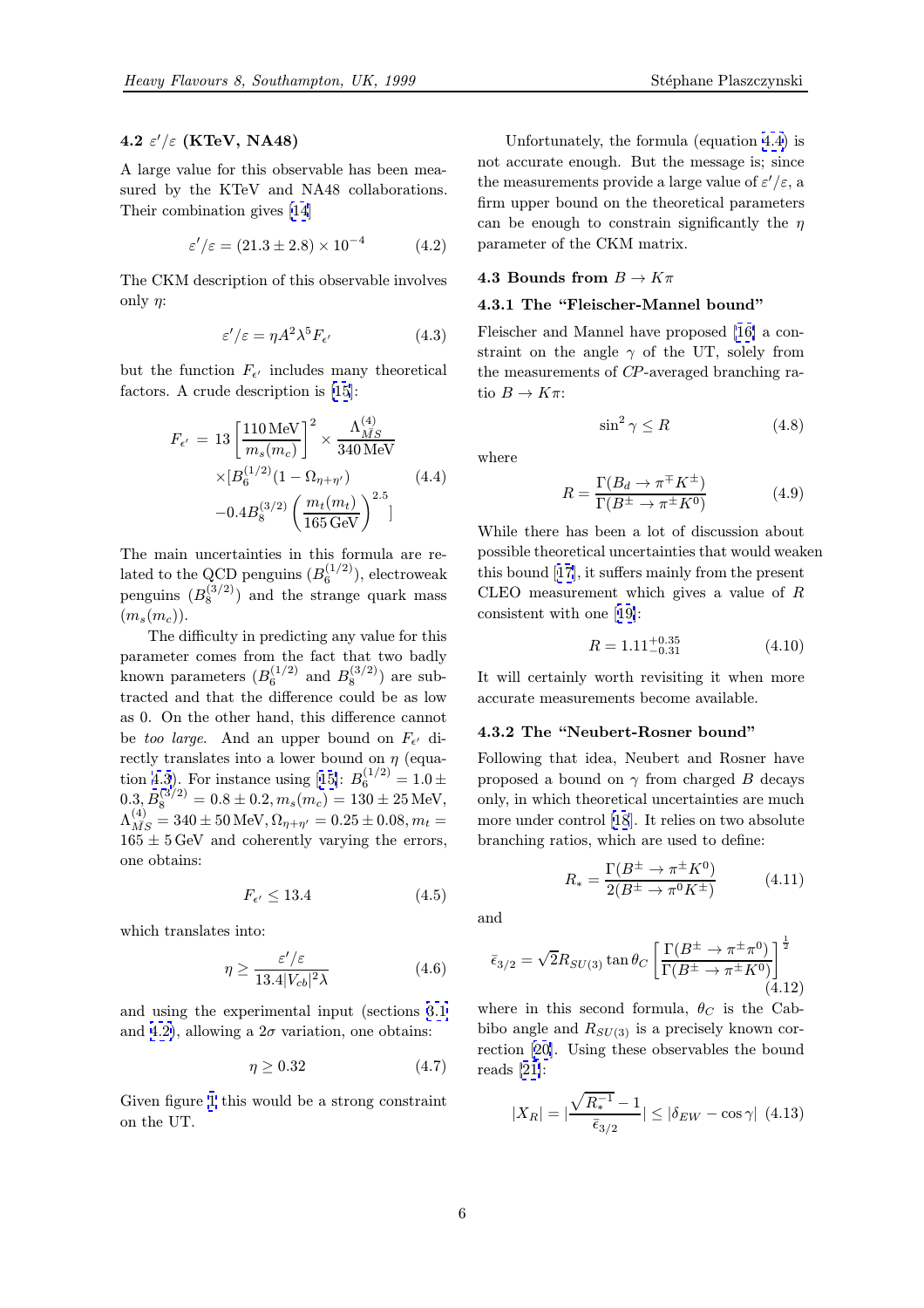### 4.2 $\varepsilon'/\varepsilon$ (KTeV, NA48)

A large value for this observable has been measured by the KTeV and NA48 collaborations. Their combination gives [14]

$$\varepsilon'/\varepsilon = (21.3 \pm 2.8) \times 10^{-4} \qquad (4.2)$$

The CKM description of this observable involves only $\eta$:

$$\varepsilon'/\varepsilon = \eta A^2 \lambda^5 F_{\epsilon'} \qquad (4.3)$$

but the function $F_{\epsilon'}$ includes many theoretical factors. A crude description is [15]:

$$\begin{aligned} F_{\epsilon'} &= 13 \left[\frac{110\,\mathrm{MeV}}{m_s(m_c)}\right]^2 \times \frac{\Lambda^{(4)}_{\bar{MS}}}{340\,\mathrm{MeV}} \\ &\times [B_6^{(1/2)}(1 - \Omega_{\eta+\eta'}) \\ &-0.4 B_8^{(3/2)} \left(\frac{m_t(m_t)}{165\,\mathrm{GeV}}\right)^{2.5} ] \end{aligned} \qquad (4.4)$$

The main uncertainties in this formula are related to the QCD penguins ($B_6^{(1/2)}$), electroweak penguins ($B_8^{(3/2)}$) and the strange quark mass ($m_s(m_c)$).

The difficulty in predicting any value for this parameter comes from the fact that two badly known parameters ($B_6^{(1/2)}$ and $B_8^{(3/2)}$) are subtracted and that the difference could be as low as 0. On the other hand, this difference cannot be *too large*. And an upper bound on $F_{\epsilon'}$ directly translates into a lower bound on $\eta$ (equation 4.3). For instance using [15]: $B_6^{(1/2)} = 1.0 \pm 0.3, B_8^{(3/2)} = 0.8 \pm 0.2, m_s(m_c) = 130 \pm 25\,\mathrm{MeV}, \Lambda^{(4)}_{\bar{MS}} = 340 \pm 50\,\mathrm{MeV}, \Omega_{\eta+\eta'} = 0.25 \pm 0.08, m_t = 165 \pm 5\,\mathrm{GeV}$ and coherently varying the errors, one obtains:

$$F_{\epsilon'} \leq 13.4 \qquad (4.5)$$

which translates into:

$$\eta \geq \frac{\varepsilon'/\varepsilon}{13.4 |V_{cb}|^2 \lambda} \qquad (4.6)$$

and using the experimental input (sections 3.1 and 4.2), allowing a $2\sigma$ variation, one obtains:

$$\eta \geq 0.32 \qquad (4.7)$$

Given figure 1 this would be a strong constraint on the UT.

Unfortunately, the formula (equation 4.4) is not accurate enough. But the message is; since the measurements provide a large value of $\varepsilon'/\varepsilon$, a firm upper bound on the theoretical parameters can be enough to constrain significantly the $\eta$ parameter of the CKM matrix.

### 4.3 Bounds from $B \to K\pi$

#### 4.3.1 The "Fleischer-Mannel bound"

Fleischer and Mannel have proposed [16] a constraint on the angle $\gamma$ of the UT, solely from the measurements of *CP*-averaged branching ratio $B \to K\pi$:

$$\sin^2 \gamma \leq R \qquad (4.8)$$

where

$$R = \frac{\Gamma(B_d \to \pi^{\mp} K^{\pm})}{\Gamma(B^{\pm} \to \pi^{\pm} K^0)} \qquad (4.9)$$

While there has been a lot of discussion about possible theoretical uncertainties that would weaken this bound [17], it suffers mainly from the present CLEO measurement which gives a value of $R$ consistent with one [19]:

$$R = 1.11^{+0.35}_{-0.31} \qquad (4.10)$$

It will certainly worth revisiting it when more accurate measurements become available.

#### 4.3.2 The "Neubert-Rosner bound"

Following that idea, Neubert and Rosner have proposed a bound on $\gamma$ from charged $B$ decays only, in which theoretical uncertainties are much more under control [18]. It relies on two absolute branching ratios, which are used to define:

$$R_* = \frac{\Gamma(B^{\pm} \to \pi^{\pm} K^0)}{2(B^{\pm} \to \pi^0 K^{\pm})} \qquad (4.11)$$

and

$$\bar{\epsilon}_{3/2} = \sqrt{2} R_{SU(3)} \tan\theta_C \left[\frac{\Gamma(B^{\pm} \to \pi^{\pm}\pi^0)}{\Gamma(B^{\pm} \to \pi^{\pm} K^0)}\right]^{\frac{1}{2}} \qquad (4.12)$$

where in this second formula, $\theta_C$ is the Cabbibo angle and $R_{SU(3)}$ is a precisely known correction [20]. Using these observables the bound reads [21]:

$$|X_R| = |\frac{\sqrt{R_*^{-1}} - 1}{\bar{\epsilon}_{3/2}}| \leq |\delta_{EW} - \cos\gamma| \qquad (4.13)$$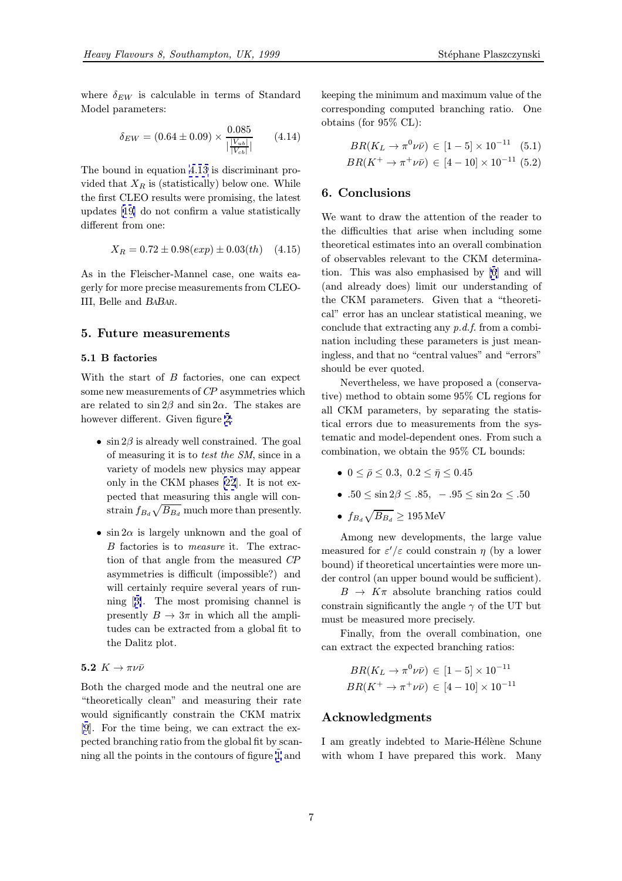where $\delta_{EW}$ is calculable in terms of Standard Model parameters:

$$\delta_{EW} = (0.64 \pm 0.09) \times \frac{0.085}{|\frac{|V_{ub}|}{|V_{cb}|}|} \qquad (4.14)$$

The bound in equation 4.13 is discriminant provided that $X_R$ is (statistically) below one. While the first CLEO results were promising, the latest updates [19] do not confirm a value statistically different from one:

$$X_R = 0.72 \pm 0.98(exp) \pm 0.03(th) \qquad (4.15)$$

As in the Fleischer-Mannel case, one waits eagerly for more precise measurements from CLEO-III, Belle and BaBar.

## 5. Future measurements

### 5.1 B factories

With the start of $B$ factories, one can expect some new measurements of *CP* asymmetries which are related to $\sin 2\beta$ and $\sin 2\alpha$. The stakes are however different. Given figure 2:

- $\sin 2\beta$ is already well constrained. The goal of measuring it is to *test the SM*, since in a variety of models new physics may appear only in the CKM phases [22]. It is not expected that measuring this angle will constrain $f_{B_d}\sqrt{B_{B_d}}$ much more than presently.
- $\sin 2\alpha$ is largely unknown and the goal of $B$ factories is to *measure* it. The extraction of that angle from the measured *CP* asymmetries is difficult (impossible?) and will certainly require several years of running [3]. The most promising channel is presently $B \to 3\pi$ in which all the amplitudes can be extracted from a global fit to the Dalitz plot.

### 5.2 $K \to \pi\nu\bar{\nu}$

Both the charged mode and the neutral one are "theoretically clean" and measuring their rate would significantly constrain the CKM matrix [9]. For the time being, we can extract the expected branching ratio from the global fit by scanning all the points in the contours of figure 1 and keeping the minimum and maximum value of the corresponding computed branching ratio. One obtains (for 95% CL):

$$BR(K_L \to \pi^0\nu\bar{\nu}) \in [1-5] \times 10^{-11} \qquad (5.1)$$

$$BR(K^+ \to \pi^+\nu\bar{\nu}) \in [4-10] \times 10^{-11} \qquad (5.2)$$

## 6. Conclusions

We want to draw the attention of the reader to the difficulties that arise when including some theoretical estimates into an overall combination of observables relevant to the CKM determination. This was also emphasised by [6] and will (and already does) limit our understanding of the CKM parameters. Given that a "theoretical" error has an unclear statistical meaning, we conclude that extracting any *p.d.f.* from a combination including these parameters is just meaningless, and that no "central values" and "errors" should be ever quoted.

Nevertheless, we have proposed a (conservative) method to obtain some 95% CL regions for all CKM parameters, by separating the statistical errors due to measurements from the systematic and model-dependent ones. From such a combination, we obtain the 95% CL bounds:

- $0 \leq \bar{\rho} \leq 0.3, \; 0.2 \leq \bar{\eta} \leq 0.45$
- $.50 \leq \sin 2\beta \leq .85, \; -.95 \leq \sin 2\alpha \leq .50$
- $f_{B_d}\sqrt{B_{B_d}} \geq 195\,\mathrm{MeV}$

Among new developments, the large value measured for $\varepsilon'/\varepsilon$ could constrain $\eta$ (by a lower bound) if theoretical uncertainties were more under control (an upper bound would be sufficient).

$B \to K\pi$ absolute branching ratios could constrain significantly the angle $\gamma$ of the UT but must be measured more precisely.

Finally, from the overall combination, one can extract the expected branching ratios:

$$BR(K_L \to \pi^0\nu\bar{\nu}) \in [1-5] \times 10^{-11}$$

$$BR(K^+ \to \pi^+\nu\bar{\nu}) \in [4-10] \times 10^{-11}$$

## Acknowledgments

I am greatly indebted to Marie-Hélène Schune with whom I have prepared this work. Many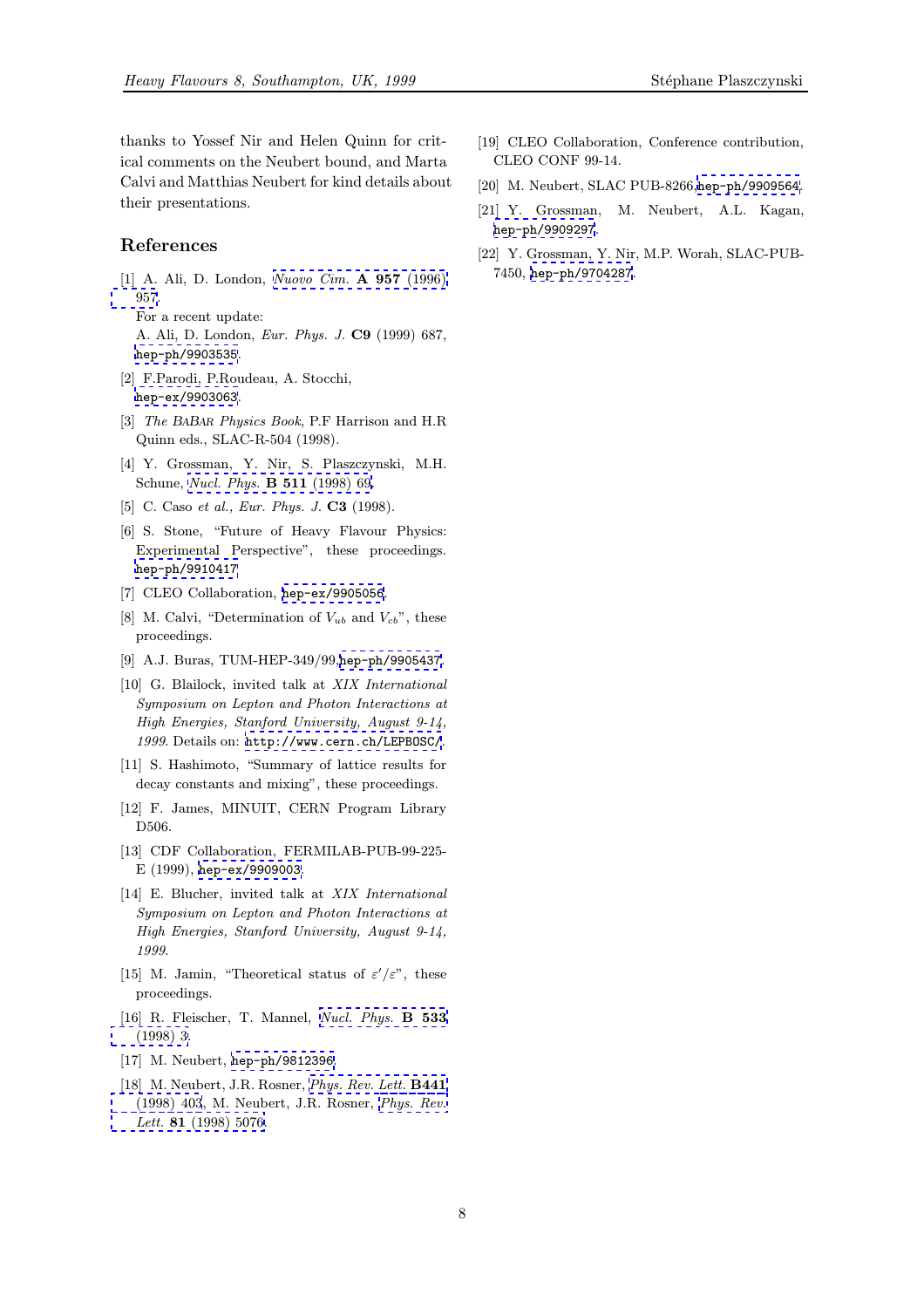thanks to Yossef Nir and Helen Quinn for critical comments on the Neubert bound, and Marta Calvi and Matthias Neubert for kind details about their presentations.

## References

[1] A. Ali, D. London, *Nuovo Cim.* **A 957** (1996) 957.
For a recent update:
A. Ali, D. London, *Eur. Phys. J.* **C9** (1999) 687, hep-ph/9903535.

[2] F.Parodi, P.Roudeau, A. Stocchi, hep-ex/9903063.

[3] *The BaBar Physics Book*, P.F Harrison and H.R Quinn eds., SLAC-R-504 (1998).

[4] Y. Grossman, Y. Nir, S. Plaszczynski, M.H. Schune, *Nucl. Phys.* **B 511** (1998) 69.

[5] C. Caso *et al., Eur. Phys. J.* **C3** (1998).

[6] S. Stone, "Future of Heavy Flavour Physics: Experimental Perspective", these proceedings. hep-ph/9910417

[7] CLEO Collaboration, hep-ex/9905056.

[8] M. Calvi, "Determination of $V_{ub}$ and $V_{cb}$", these proceedings.

[9] A.J. Buras, TUM-HEP-349/99,hep-ph/9905437.

[10] G. Blailock, invited talk at *XIX International Symposium on Lepton and Photon Interactions at High Energies, Stanford University, August 9-14, 1999*. Details on: http://www.cern.ch/LEPBOSC/.

[11] S. Hashimoto, "Summary of lattice results for decay constants and mixing", these proceedings.

[12] F. James, MINUIT, CERN Program Library D506.

[13] CDF Collaboration, FERMILAB-PUB-99-225-E (1999), hep-ex/9909003.

[14] E. Blucher, invited talk at *XIX International Symposium on Lepton and Photon Interactions at High Energies, Stanford University, August 9-14, 1999*.

[15] M. Jamin, "Theoretical status of $\varepsilon'/\varepsilon$", these proceedings.

[16] R. Fleischer, T. Mannel, *Nucl. Phys.* **B 533** (1998) 3.

[17] M. Neubert, hep-ph/9812396.

[18] M. Neubert, J.R. Rosner, *Phys. Rev. Lett.* **B441** (1998) 403, M. Neubert, J.R. Rosner, *Phys. Rev. Lett.* **81** (1998) 5076.

[19] CLEO Collaboration, Conference contribution, CLEO CONF 99-14.

[20] M. Neubert, SLAC PUB-8266,hep-ph/9909564.

[21] Y. Grossman, M. Neubert, A.L. Kagan, hep-ph/9909297.

[22] Y. Grossman, Y. Nir, M.P. Worah, SLAC-PUB-7450, hep-ph/9704287.